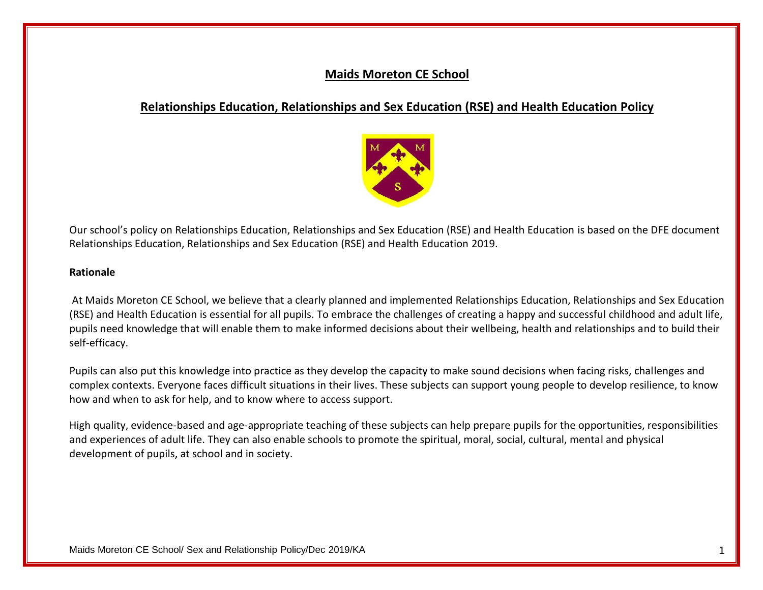# Maids Moreton CE School

## Relationships Education, Relationships and Sex Education (RSE) and Health Education Policy

Our school's policy on Relationships Education, Relationships and Sex Education (RSE) and Health Education is based on the DFE document Relationships Education, Relationships and Sex Education (RSE) and Health Education 2019.

**Rationale**

At Maids Moreton CE School, we believe that a clearly planned and implemented Relationships Education, Relationships and Sex Education (RSE) and Health Education is essential for all pupils. To embrace the challenges of creating a happy and successful childhood and adult life, pupils need knowledge that will enable them to make informed decisions about their wellbeing, health and relationships and to build their self-efficacy.

Pupils can also put this knowledge into practice as they develop the capacity to make sound decisions when facing risks, challenges and complex contexts. Everyone faces difficult situations in their lives. These subjects can support young people to develop resilience, to know how and when to ask for help, and to know where to access support.

High quality, evidence-based and age-appropriate teaching of these subjects can help prepare pupils for the opportunities, responsibilities and experiences of adult life. They can also enable schools to promote the spiritual, moral, social, cultural, mental and physical development of pupils, at school and in society.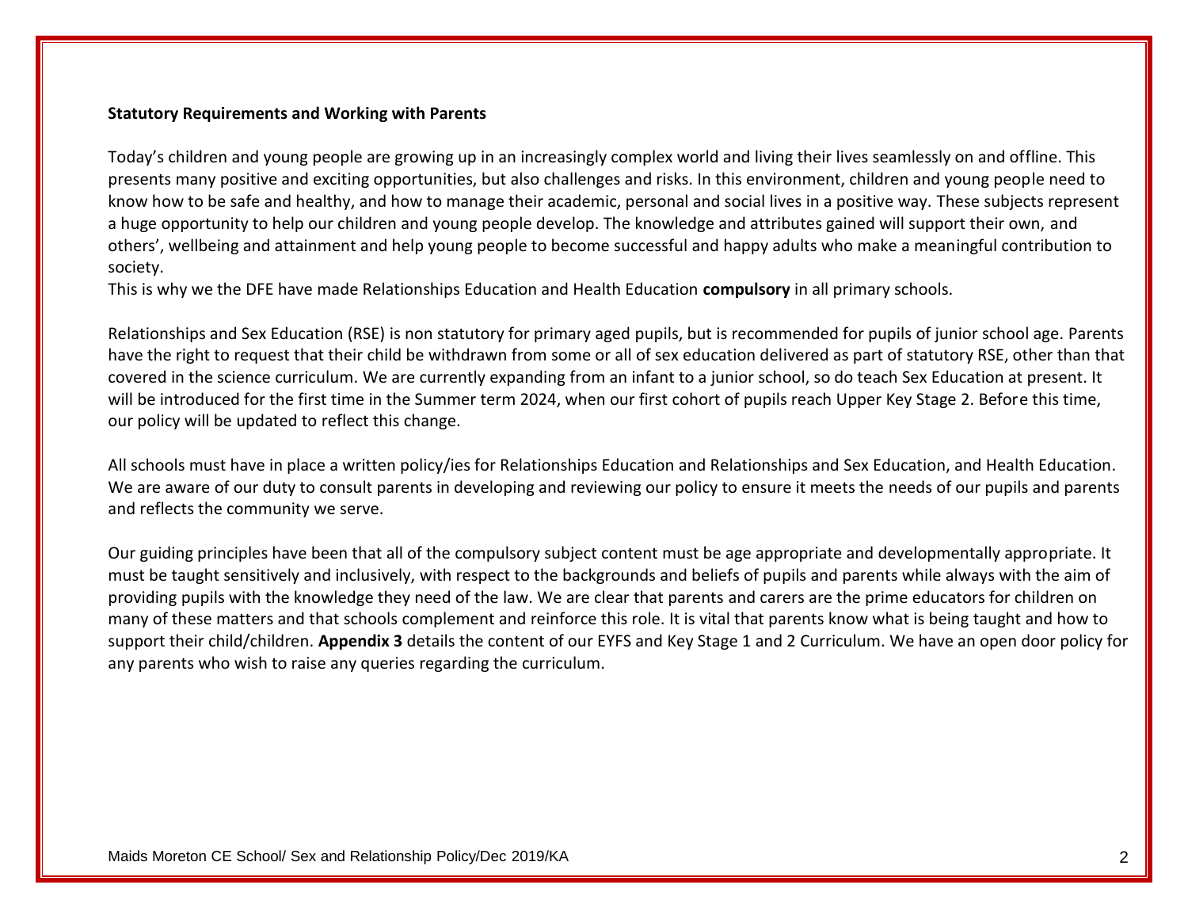**Statutory Requirements and Working with Parents**

Today's children and young people are growing up in an increasingly complex world and living their lives seamlessly on and offline. This presents many positive and exciting opportunities, but also challenges and risks. In this environment, children and young people need to know how to be safe and healthy, and how to manage their academic, personal and social lives in a positive way. These subjects represent a huge opportunity to help our children and young people develop. The knowledge and attributes gained will support their own, and others', wellbeing and attainment and help young people to become successful and happy adults who make a meaningful contribution to society.

This is why we the DFE have made Relationships Education and Health Education **compulsory** in all primary schools.

Relationships and Sex Education (RSE) is non statutory for primary aged pupils, but is recommended for pupils of junior school age. Parents have the right to request that their child be withdrawn from some or all of sex education delivered as part of statutory RSE, other than that covered in the science curriculum. We are currently expanding from an infant to a junior school, so do teach Sex Education at present. It will be introduced for the first time in the Summer term 2024, when our first cohort of pupils reach Upper Key Stage 2. Before this time, our policy will be updated to reflect this change.

All schools must have in place a written policy/ies for Relationships Education and Relationships and Sex Education, and Health Education. We are aware of our duty to consult parents in developing and reviewing our policy to ensure it meets the needs of our pupils and parents and reflects the community we serve.

Our guiding principles have been that all of the compulsory subject content must be age appropriate and developmentally appropriate. It must be taught sensitively and inclusively, with respect to the backgrounds and beliefs of pupils and parents while always with the aim of providing pupils with the knowledge they need of the law. We are clear that parents and carers are the prime educators for children on many of these matters and that schools complement and reinforce this role. It is vital that parents know what is being taught and how to support their child/children. **Appendix 3** details the content of our EYFS and Key Stage 1 and 2 Curriculum. We have an open door policy for any parents who wish to raise any queries regarding the curriculum.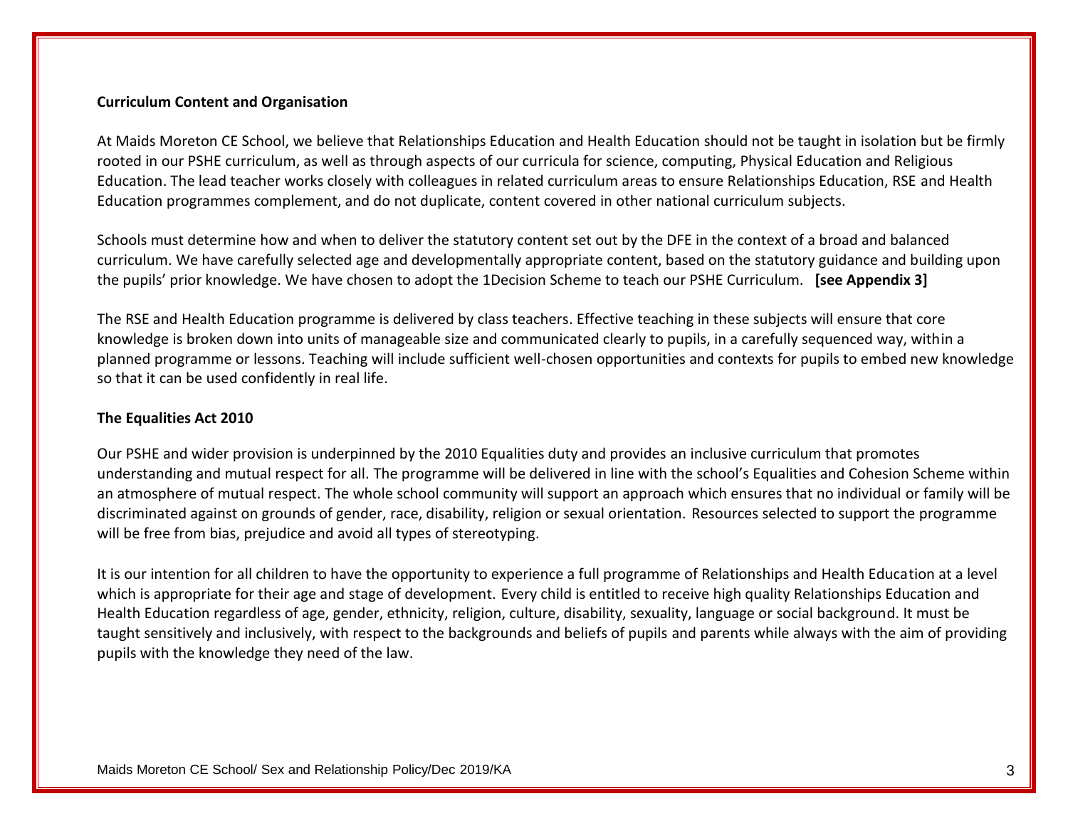**Curriculum Content and Organisation**

At Maids Moreton CE School, we believe that Relationships Education and Health Education should not be taught in isolation but be firmly rooted in our PSHE curriculum, as well as through aspects of our curricula for science, computing, Physical Education and Religious Education. The lead teacher works closely with colleagues in related curriculum areas to ensure Relationships Education, RSE and Health Education programmes complement, and do not duplicate, content covered in other national curriculum subjects.

Schools must determine how and when to deliver the statutory content set out by the DFE in the context of a broad and balanced curriculum. We have carefully selected age and developmentally appropriate content, based on the statutory guidance and building upon the pupils' prior knowledge. We have chosen to adopt the 1Decision Scheme to teach our PSHE Curriculum. **[see Appendix 3]**

The RSE and Health Education programme is delivered by class teachers. Effective teaching in these subjects will ensure that core knowledge is broken down into units of manageable size and communicated clearly to pupils, in a carefully sequenced way, within a planned programme or lessons. Teaching will include sufficient well-chosen opportunities and contexts for pupils to embed new knowledge so that it can be used confidently in real life.

**The Equalities Act 2010**

Our PSHE and wider provision is underpinned by the 2010 Equalities duty and provides an inclusive curriculum that promotes understanding and mutual respect for all. The programme will be delivered in line with the school's Equalities and Cohesion Scheme within an atmosphere of mutual respect. The whole school community will support an approach which ensures that no individual or family will be discriminated against on grounds of gender, race, disability, religion or sexual orientation. Resources selected to support the programme will be free from bias, prejudice and avoid all types of stereotyping.

It is our intention for all children to have the opportunity to experience a full programme of Relationships and Health Education at a level which is appropriate for their age and stage of development. Every child is entitled to receive high quality Relationships Education and Health Education regardless of age, gender, ethnicity, religion, culture, disability, sexuality, language or social background. It must be taught sensitively and inclusively, with respect to the backgrounds and beliefs of pupils and parents while always with the aim of providing pupils with the knowledge they need of the law.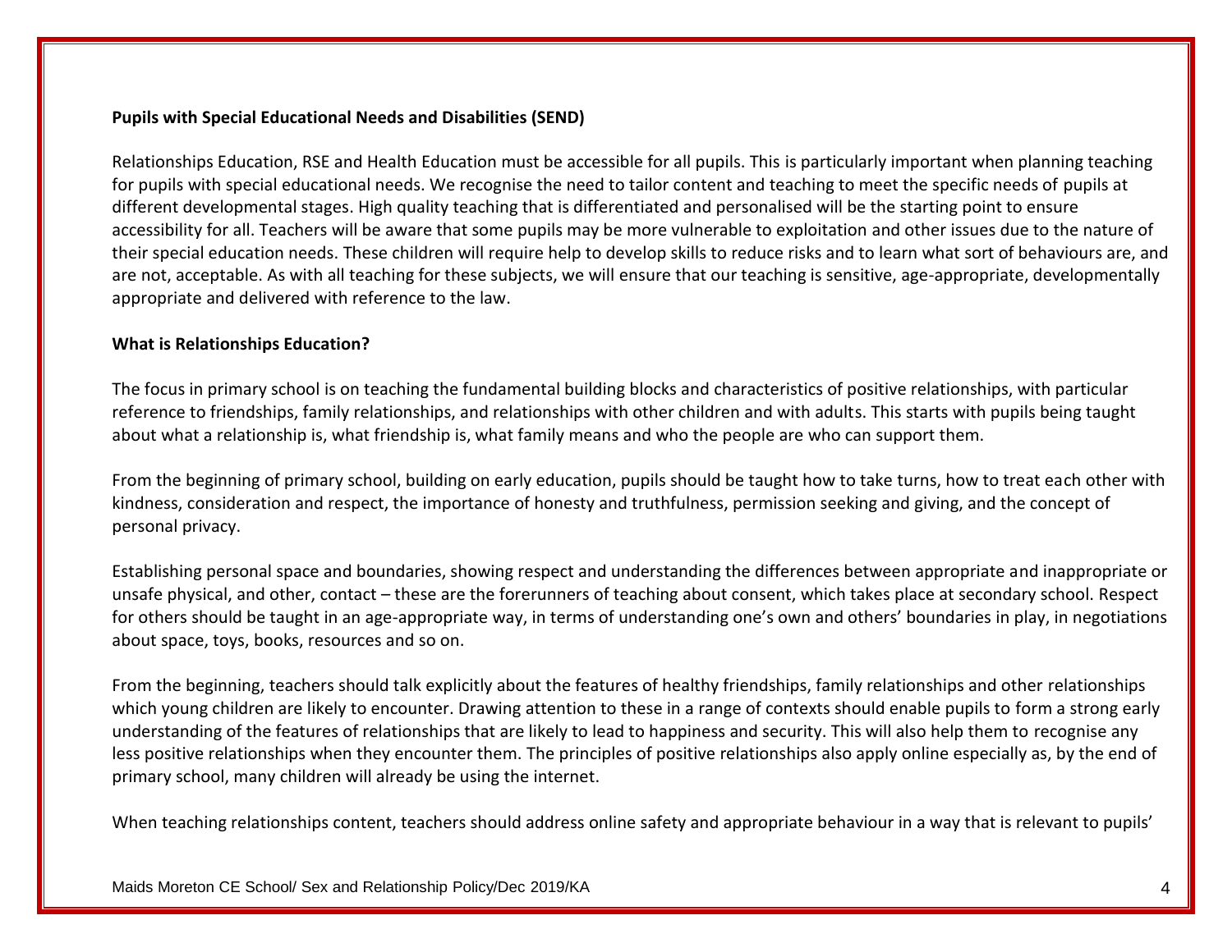**Pupils with Special Educational Needs and Disabilities (SEND)**

Relationships Education, RSE and Health Education must be accessible for all pupils. This is particularly important when planning teaching for pupils with special educational needs. We recognise the need to tailor content and teaching to meet the specific needs of pupils at different developmental stages. High quality teaching that is differentiated and personalised will be the starting point to ensure accessibility for all. Teachers will be aware that some pupils may be more vulnerable to exploitation and other issues due to the nature of their special education needs. These children will require help to develop skills to reduce risks and to learn what sort of behaviours are, and are not, acceptable. As with all teaching for these subjects, we will ensure that our teaching is sensitive, age-appropriate, developmentally appropriate and delivered with reference to the law.

**What is Relationships Education?**

The focus in primary school is on teaching the fundamental building blocks and characteristics of positive relationships, with particular reference to friendships, family relationships, and relationships with other children and with adults. This starts with pupils being taught about what a relationship is, what friendship is, what family means and who the people are who can support them.

From the beginning of primary school, building on early education, pupils should be taught how to take turns, how to treat each other with kindness, consideration and respect, the importance of honesty and truthfulness, permission seeking and giving, and the concept of personal privacy.

Establishing personal space and boundaries, showing respect and understanding the differences between appropriate and inappropriate or unsafe physical, and other, contact – these are the forerunners of teaching about consent, which takes place at secondary school. Respect for others should be taught in an age-appropriate way, in terms of understanding one's own and others' boundaries in play, in negotiations about space, toys, books, resources and so on.

From the beginning, teachers should talk explicitly about the features of healthy friendships, family relationships and other relationships which young children are likely to encounter. Drawing attention to these in a range of contexts should enable pupils to form a strong early understanding of the features of relationships that are likely to lead to happiness and security. This will also help them to recognise any less positive relationships when they encounter them. The principles of positive relationships also apply online especially as, by the end of primary school, many children will already be using the internet.

When teaching relationships content, teachers should address online safety and appropriate behaviour in a way that is relevant to pupils'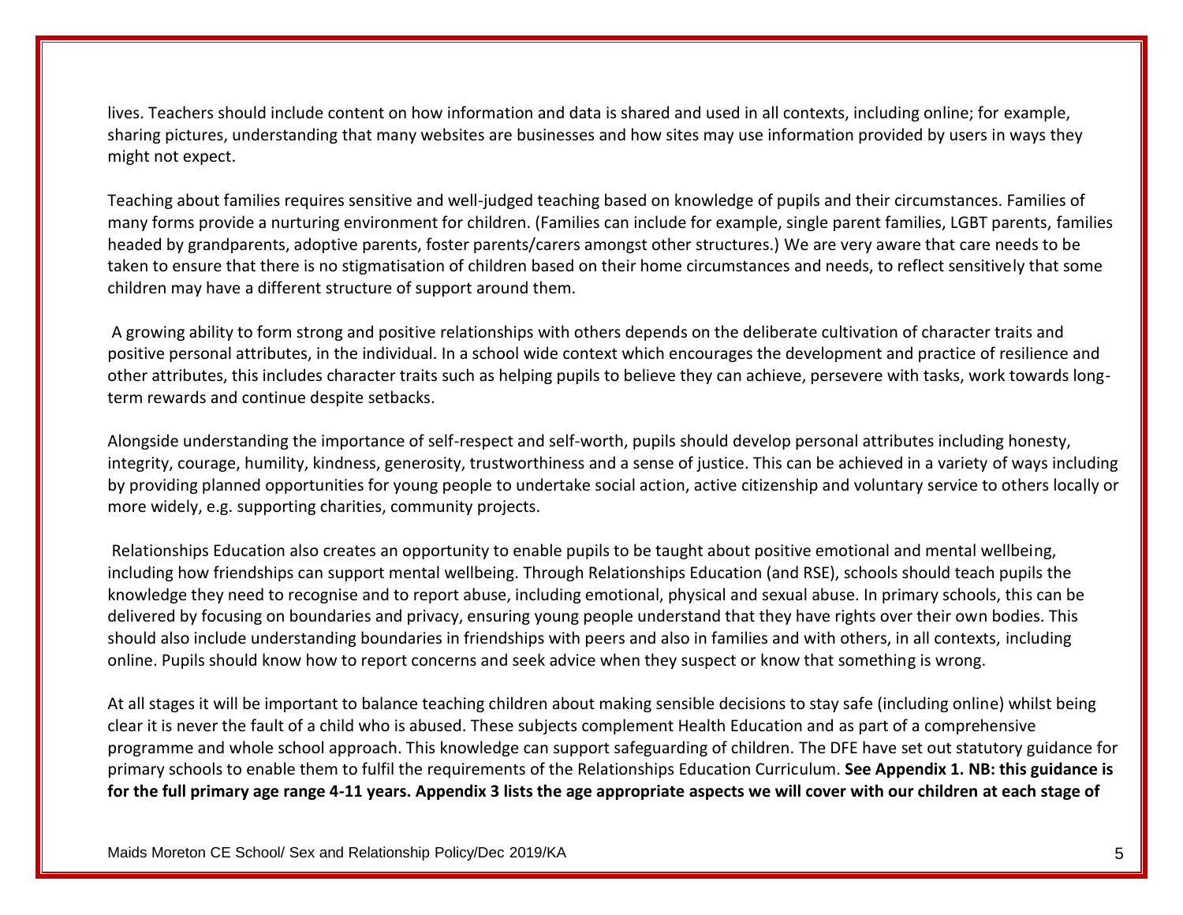lives. Teachers should include content on how information and data is shared and used in all contexts, including online; for example, sharing pictures, understanding that many websites are businesses and how sites may use information provided by users in ways they might not expect.

Teaching about families requires sensitive and well-judged teaching based on knowledge of pupils and their circumstances. Families of many forms provide a nurturing environment for children. (Families can include for example, single parent families, LGBT parents, families headed by grandparents, adoptive parents, foster parents/carers amongst other structures.) We are very aware that care needs to be taken to ensure that there is no stigmatisation of children based on their home circumstances and needs, to reflect sensitively that some children may have a different structure of support around them.

A growing ability to form strong and positive relationships with others depends on the deliberate cultivation of character traits and positive personal attributes, in the individual. In a school wide context which encourages the development and practice of resilience and other attributes, this includes character traits such as helping pupils to believe they can achieve, persevere with tasks, work towards long-term rewards and continue despite setbacks.

Alongside understanding the importance of self-respect and self-worth, pupils should develop personal attributes including honesty, integrity, courage, humility, kindness, generosity, trustworthiness and a sense of justice. This can be achieved in a variety of ways including by providing planned opportunities for young people to undertake social action, active citizenship and voluntary service to others locally or more widely, e.g. supporting charities, community projects.

Relationships Education also creates an opportunity to enable pupils to be taught about positive emotional and mental wellbeing, including how friendships can support mental wellbeing. Through Relationships Education (and RSE), schools should teach pupils the knowledge they need to recognise and to report abuse, including emotional, physical and sexual abuse. In primary schools, this can be delivered by focusing on boundaries and privacy, ensuring young people understand that they have rights over their own bodies. This should also include understanding boundaries in friendships with peers and also in families and with others, in all contexts, including online. Pupils should know how to report concerns and seek advice when they suspect or know that something is wrong.

At all stages it will be important to balance teaching children about making sensible decisions to stay safe (including online) whilst being clear it is never the fault of a child who is abused. These subjects complement Health Education and as part of a comprehensive programme and whole school approach. This knowledge can support safeguarding of children. The DFE have set out statutory guidance for primary schools to enable them to fulfil the requirements of the Relationships Education Curriculum. **See Appendix 1. NB: this guidance is for the full primary age range 4-11 years. Appendix 3 lists the age appropriate aspects we will cover with our children at each stage of**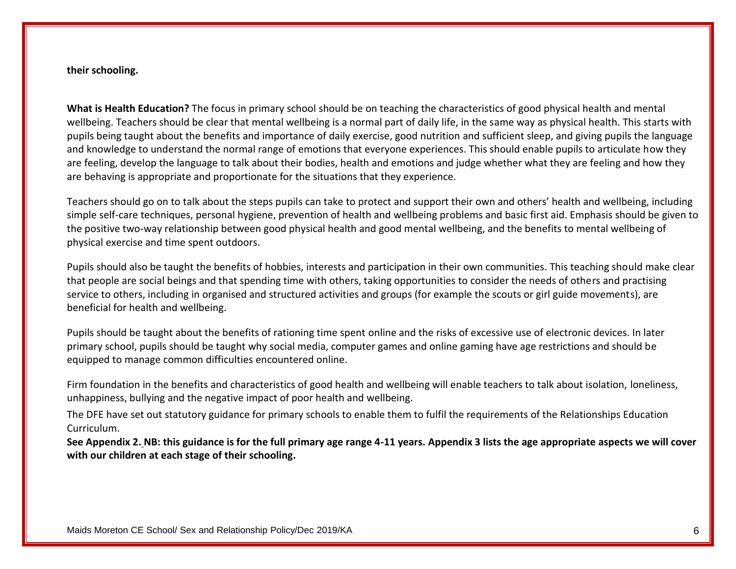**their schooling.**

**What is Health Education?** The focus in primary school should be on teaching the characteristics of good physical health and mental wellbeing. Teachers should be clear that mental wellbeing is a normal part of daily life, in the same way as physical health. This starts with pupils being taught about the benefits and importance of daily exercise, good nutrition and sufficient sleep, and giving pupils the language and knowledge to understand the normal range of emotions that everyone experiences. This should enable pupils to articulate how they are feeling, develop the language to talk about their bodies, health and emotions and judge whether what they are feeling and how they are behaving is appropriate and proportionate for the situations that they experience.

Teachers should go on to talk about the steps pupils can take to protect and support their own and others' health and wellbeing, including simple self-care techniques, personal hygiene, prevention of health and wellbeing problems and basic first aid. Emphasis should be given to the positive two-way relationship between good physical health and good mental wellbeing, and the benefits to mental wellbeing of physical exercise and time spent outdoors.

Pupils should also be taught the benefits of hobbies, interests and participation in their own communities. This teaching should make clear that people are social beings and that spending time with others, taking opportunities to consider the needs of others and practising service to others, including in organised and structured activities and groups (for example the scouts or girl guide movements), are beneficial for health and wellbeing.

Pupils should be taught about the benefits of rationing time spent online and the risks of excessive use of electronic devices. In later primary school, pupils should be taught why social media, computer games and online gaming have age restrictions and should be equipped to manage common difficulties encountered online.

Firm foundation in the benefits and characteristics of good health and wellbeing will enable teachers to talk about isolation, loneliness, unhappiness, bullying and the negative impact of poor health and wellbeing.

The DFE have set out statutory guidance for primary schools to enable them to fulfil the requirements of the Relationships Education Curriculum.

**See Appendix 2. NB: this guidance is for the full primary age range 4-11 years. Appendix 3 lists the age appropriate aspects we will cover with our children at each stage of their schooling.**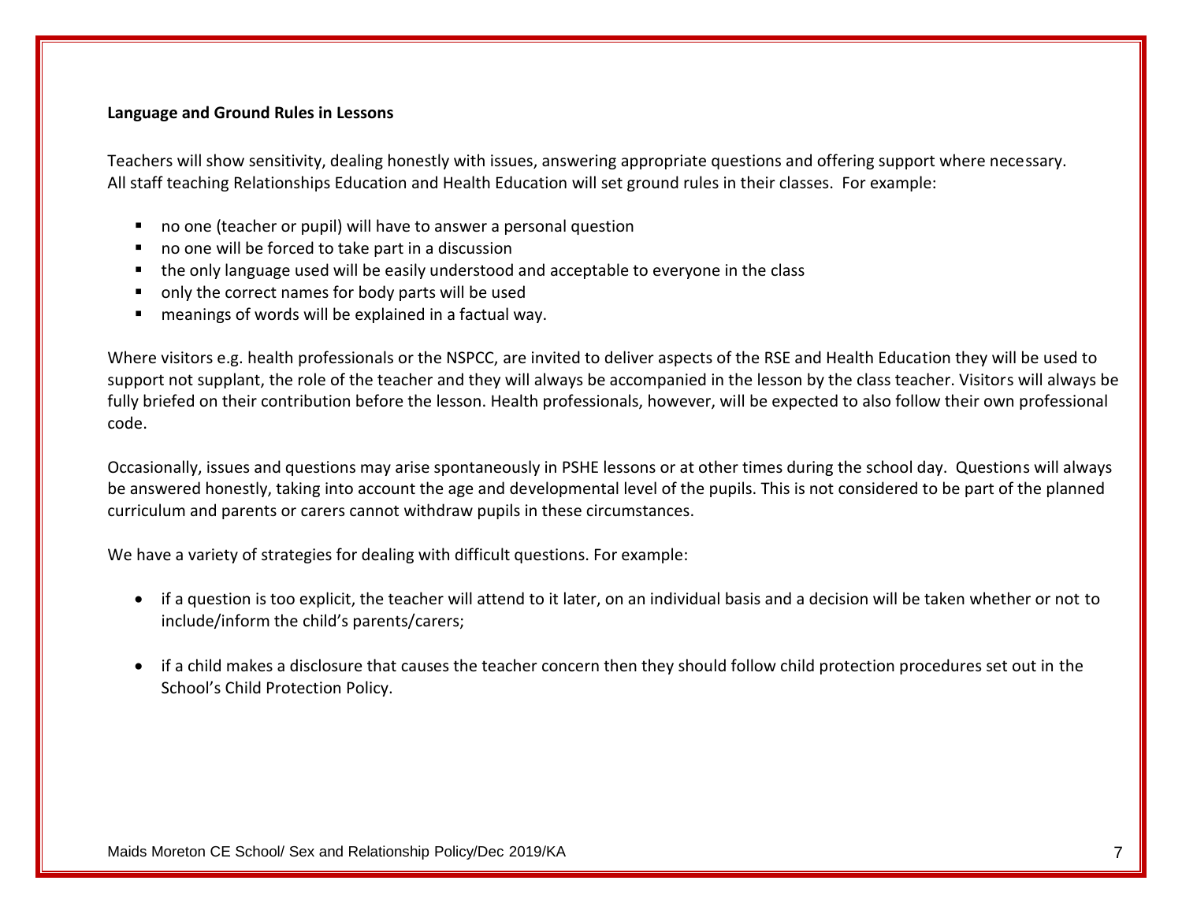**Language and Ground Rules in Lessons**

Teachers will show sensitivity, dealing honestly with issues, answering appropriate questions and offering support where necessary. All staff teaching Relationships Education and Health Education will set ground rules in their classes. For example:

- no one (teacher or pupil) will have to answer a personal question
- no one will be forced to take part in a discussion
- the only language used will be easily understood and acceptable to everyone in the class
- only the correct names for body parts will be used
- meanings of words will be explained in a factual way.

Where visitors e.g. health professionals or the NSPCC, are invited to deliver aspects of the RSE and Health Education they will be used to support not supplant, the role of the teacher and they will always be accompanied in the lesson by the class teacher. Visitors will always be fully briefed on their contribution before the lesson. Health professionals, however, will be expected to also follow their own professional code.

Occasionally, issues and questions may arise spontaneously in PSHE lessons or at other times during the school day. Questions will always be answered honestly, taking into account the age and developmental level of the pupils. This is not considered to be part of the planned curriculum and parents or carers cannot withdraw pupils in these circumstances.

We have a variety of strategies for dealing with difficult questions. For example:

- if a question is too explicit, the teacher will attend to it later, on an individual basis and a decision will be taken whether or not to include/inform the child's parents/carers;

- if a child makes a disclosure that causes the teacher concern then they should follow child protection procedures set out in the School's Child Protection Policy.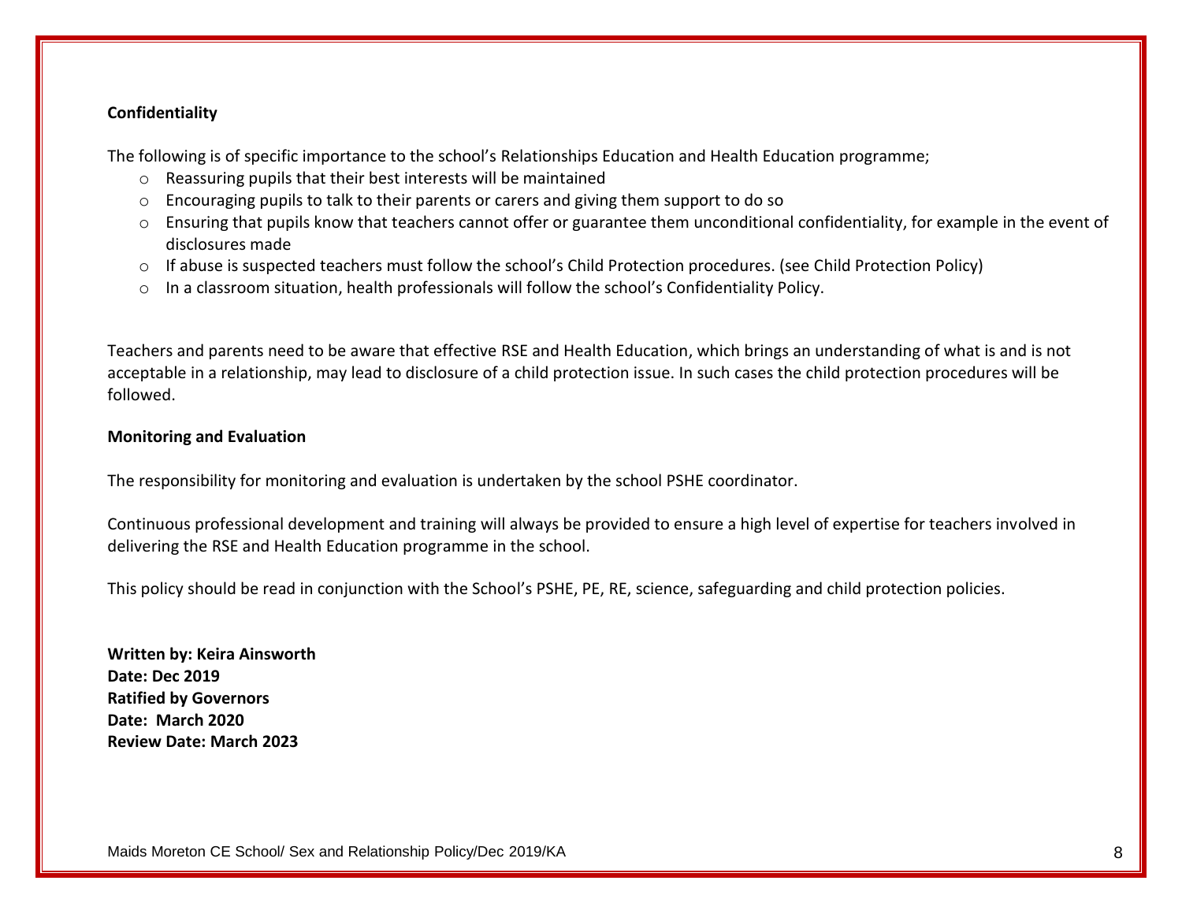**Confidentiality**

The following is of specific importance to the school's Relationships Education and Health Education programme;

- Reassuring pupils that their best interests will be maintained
- Encouraging pupils to talk to their parents or carers and giving them support to do so
- Ensuring that pupils know that teachers cannot offer or guarantee them unconditional confidentiality, for example in the event of disclosures made
- If abuse is suspected teachers must follow the school's Child Protection procedures. (see Child Protection Policy)
- In a classroom situation, health professionals will follow the school's Confidentiality Policy.

Teachers and parents need to be aware that effective RSE and Health Education, which brings an understanding of what is and is not acceptable in a relationship, may lead to disclosure of a child protection issue. In such cases the child protection procedures will be followed.

**Monitoring and Evaluation**

The responsibility for monitoring and evaluation is undertaken by the school PSHE coordinator.

Continuous professional development and training will always be provided to ensure a high level of expertise for teachers involved in delivering the RSE and Health Education programme in the school.

This policy should be read in conjunction with the School's PSHE, PE, RE, science, safeguarding and child protection policies.

**Written by: Keira Ainsworth**
**Date: Dec 2019**
**Ratified by Governors**
**Date: March 2020**
**Review Date: March 2023**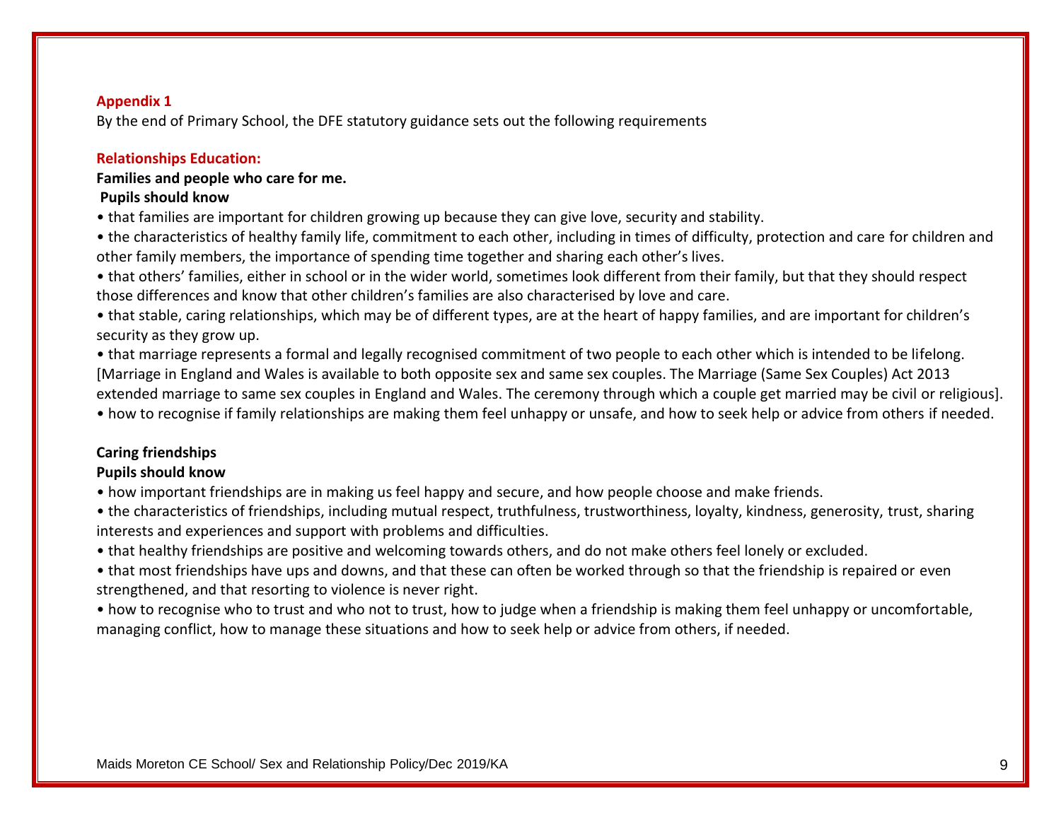## Appendix 1

By the end of Primary School, the DFE statutory guidance sets out the following requirements

### Relationships Education:

**Families and people who care for me.**

**Pupils should know**

- that families are important for children growing up because they can give love, security and stability.
- the characteristics of healthy family life, commitment to each other, including in times of difficulty, protection and care for children and other family members, the importance of spending time together and sharing each other's lives.
- that others' families, either in school or in the wider world, sometimes look different from their family, but that they should respect those differences and know that other children's families are also characterised by love and care.
- that stable, caring relationships, which may be of different types, are at the heart of happy families, and are important for children's security as they grow up.
- that marriage represents a formal and legally recognised commitment of two people to each other which is intended to be lifelong. [Marriage in England and Wales is available to both opposite sex and same sex couples. The Marriage (Same Sex Couples) Act 2013 extended marriage to same sex couples in England and Wales. The ceremony through which a couple get married may be civil or religious].
- how to recognise if family relationships are making them feel unhappy or unsafe, and how to seek help or advice from others if needed.

**Caring friendships**

**Pupils should know**

- how important friendships are in making us feel happy and secure, and how people choose and make friends.
- the characteristics of friendships, including mutual respect, truthfulness, trustworthiness, loyalty, kindness, generosity, trust, sharing interests and experiences and support with problems and difficulties.
- that healthy friendships are positive and welcoming towards others, and do not make others feel lonely or excluded.
- that most friendships have ups and downs, and that these can often be worked through so that the friendship is repaired or even strengthened, and that resorting to violence is never right.
- how to recognise who to trust and who not to trust, how to judge when a friendship is making them feel unhappy or uncomfortable, managing conflict, how to manage these situations and how to seek help or advice from others, if needed.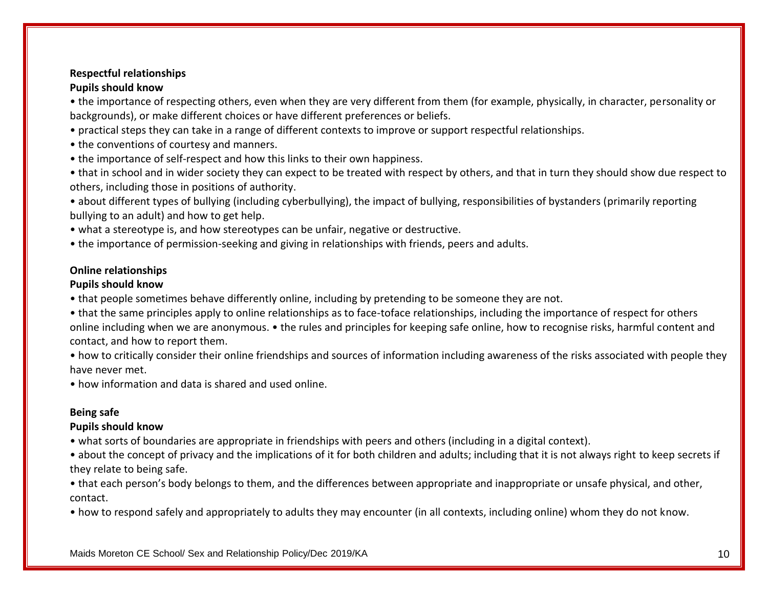**Respectful relationships**

**Pupils should know**

- the importance of respecting others, even when they are very different from them (for example, physically, in character, personality or backgrounds), or make different choices or have different preferences or beliefs.
- practical steps they can take in a range of different contexts to improve or support respectful relationships.
- the conventions of courtesy and manners.
- the importance of self-respect and how this links to their own happiness.
- that in school and in wider society they can expect to be treated with respect by others, and that in turn they should show due respect to others, including those in positions of authority.
- about different types of bullying (including cyberbullying), the impact of bullying, responsibilities of bystanders (primarily reporting bullying to an adult) and how to get help.
- what a stereotype is, and how stereotypes can be unfair, negative or destructive.
- the importance of permission-seeking and giving in relationships with friends, peers and adults.

**Online relationships**

**Pupils should know**

- that people sometimes behave differently online, including by pretending to be someone they are not.
- that the same principles apply to online relationships as to face-toface relationships, including the importance of respect for others online including when we are anonymous. • the rules and principles for keeping safe online, how to recognise risks, harmful content and contact, and how to report them.
- how to critically consider their online friendships and sources of information including awareness of the risks associated with people they have never met.
- how information and data is shared and used online.

**Being safe**

**Pupils should know**

- what sorts of boundaries are appropriate in friendships with peers and others (including in a digital context).
- about the concept of privacy and the implications of it for both children and adults; including that it is not always right to keep secrets if they relate to being safe.
- that each person's body belongs to them, and the differences between appropriate and inappropriate or unsafe physical, and other, contact.
- how to respond safely and appropriately to adults they may encounter (in all contexts, including online) whom they do not know.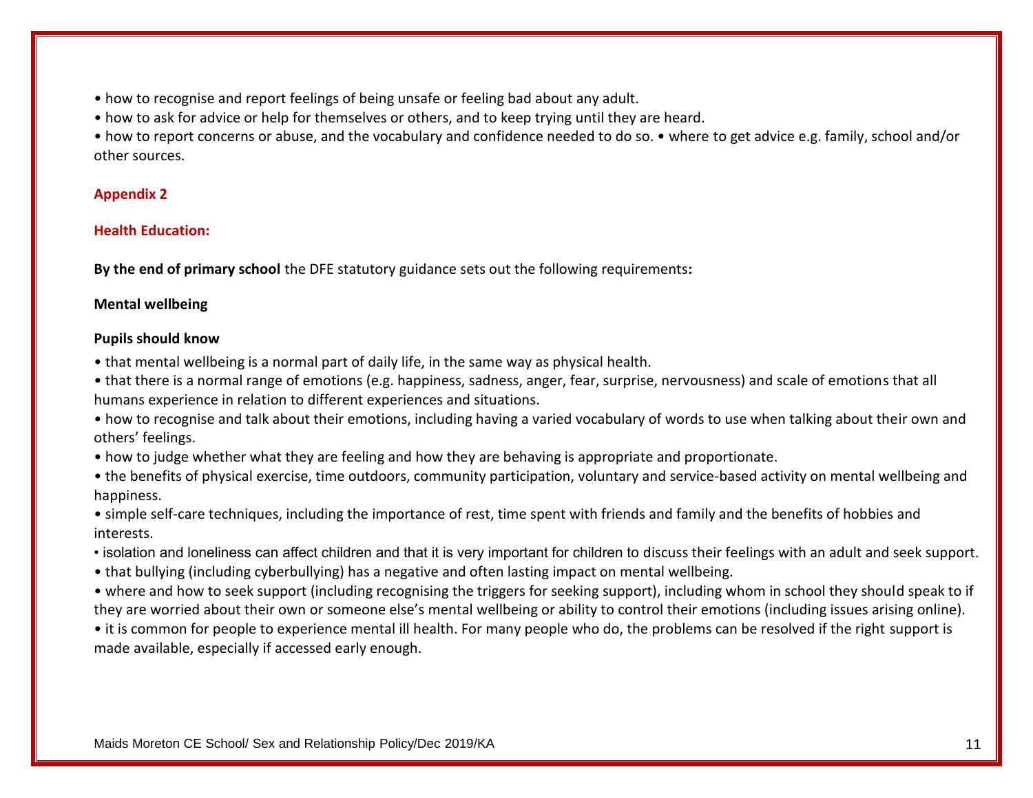- how to recognise and report feelings of being unsafe or feeling bad about any adult.
- how to ask for advice or help for themselves or others, and to keep trying until they are heard.
- how to report concerns or abuse, and the vocabulary and confidence needed to do so. • where to get advice e.g. family, school and/or other sources.

## Appendix 2

### Health Education:

**By the end of primary school** the DFE statutory guidance sets out the following requirements**:**

**Mental wellbeing**

**Pupils should know**

- that mental wellbeing is a normal part of daily life, in the same way as physical health.
- that there is a normal range of emotions (e.g. happiness, sadness, anger, fear, surprise, nervousness) and scale of emotions that all humans experience in relation to different experiences and situations.
- how to recognise and talk about their emotions, including having a varied vocabulary of words to use when talking about their own and others' feelings.
- how to judge whether what they are feeling and how they are behaving is appropriate and proportionate.
- the benefits of physical exercise, time outdoors, community participation, voluntary and service-based activity on mental wellbeing and happiness.
- simple self-care techniques, including the importance of rest, time spent with friends and family and the benefits of hobbies and interests.
- isolation and loneliness can affect children and that it is very important for children to discuss their feelings with an adult and seek support.
- that bullying (including cyberbullying) has a negative and often lasting impact on mental wellbeing.
- where and how to seek support (including recognising the triggers for seeking support), including whom in school they should speak to if they are worried about their own or someone else's mental wellbeing or ability to control their emotions (including issues arising online).
- it is common for people to experience mental ill health. For many people who do, the problems can be resolved if the right support is made available, especially if accessed early enough.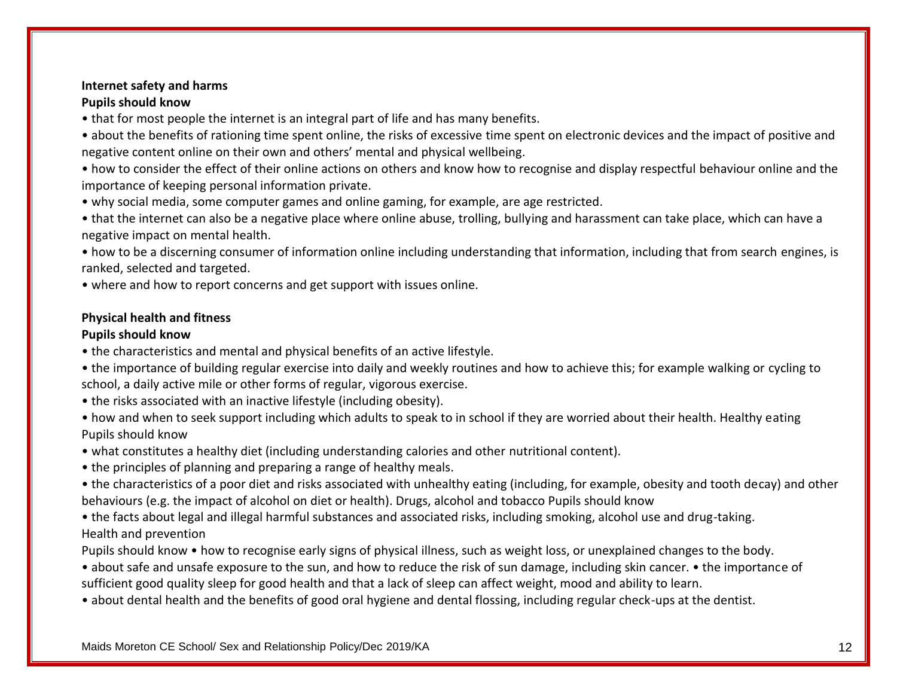**Internet safety and harms**

**Pupils should know**

- that for most people the internet is an integral part of life and has many benefits.
- about the benefits of rationing time spent online, the risks of excessive time spent on electronic devices and the impact of positive and negative content online on their own and others' mental and physical wellbeing.
- how to consider the effect of their online actions on others and know how to recognise and display respectful behaviour online and the importance of keeping personal information private.
- why social media, some computer games and online gaming, for example, are age restricted.
- that the internet can also be a negative place where online abuse, trolling, bullying and harassment can take place, which can have a negative impact on mental health.
- how to be a discerning consumer of information online including understanding that information, including that from search engines, is ranked, selected and targeted.
- where and how to report concerns and get support with issues online.

**Physical health and fitness**

**Pupils should know**

- the characteristics and mental and physical benefits of an active lifestyle.
- the importance of building regular exercise into daily and weekly routines and how to achieve this; for example walking or cycling to school, a daily active mile or other forms of regular, vigorous exercise.
- the risks associated with an inactive lifestyle (including obesity).
- how and when to seek support including which adults to speak to in school if they are worried about their health. Healthy eating Pupils should know
- what constitutes a healthy diet (including understanding calories and other nutritional content).
- the principles of planning and preparing a range of healthy meals.
- the characteristics of a poor diet and risks associated with unhealthy eating (including, for example, obesity and tooth decay) and other behaviours (e.g. the impact of alcohol on diet or health). Drugs, alcohol and tobacco Pupils should know
- the facts about legal and illegal harmful substances and associated risks, including smoking, alcohol use and drug-taking.

Health and prevention

Pupils should know • how to recognise early signs of physical illness, such as weight loss, or unexplained changes to the body.

- about safe and unsafe exposure to the sun, and how to reduce the risk of sun damage, including skin cancer. • the importance of sufficient good quality sleep for good health and that a lack of sleep can affect weight, mood and ability to learn.
- about dental health and the benefits of good oral hygiene and dental flossing, including regular check-ups at the dentist.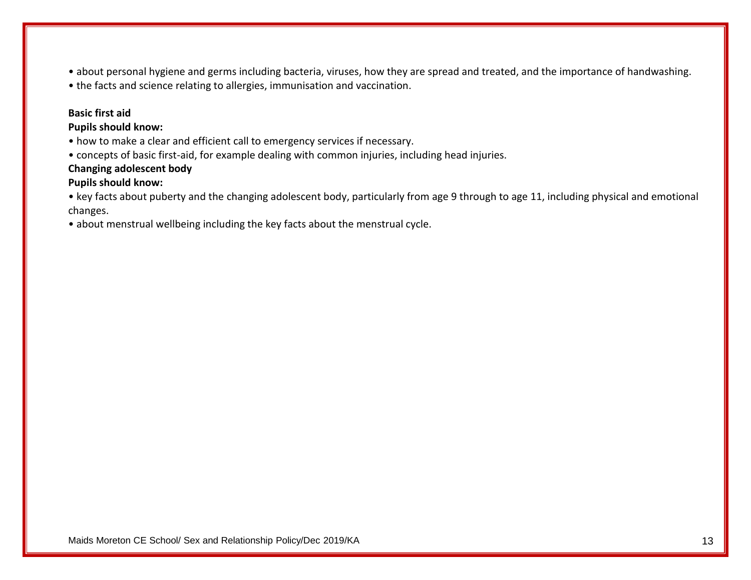- about personal hygiene and germs including bacteria, viruses, how they are spread and treated, and the importance of handwashing.
- the facts and science relating to allergies, immunisation and vaccination.

**Basic first aid**

**Pupils should know:**

- how to make a clear and efficient call to emergency services if necessary.
- concepts of basic first-aid, for example dealing with common injuries, including head injuries.

**Changing adolescent body**

**Pupils should know:**

- key facts about puberty and the changing adolescent body, particularly from age 9 through to age 11, including physical and emotional changes.
- about menstrual wellbeing including the key facts about the menstrual cycle.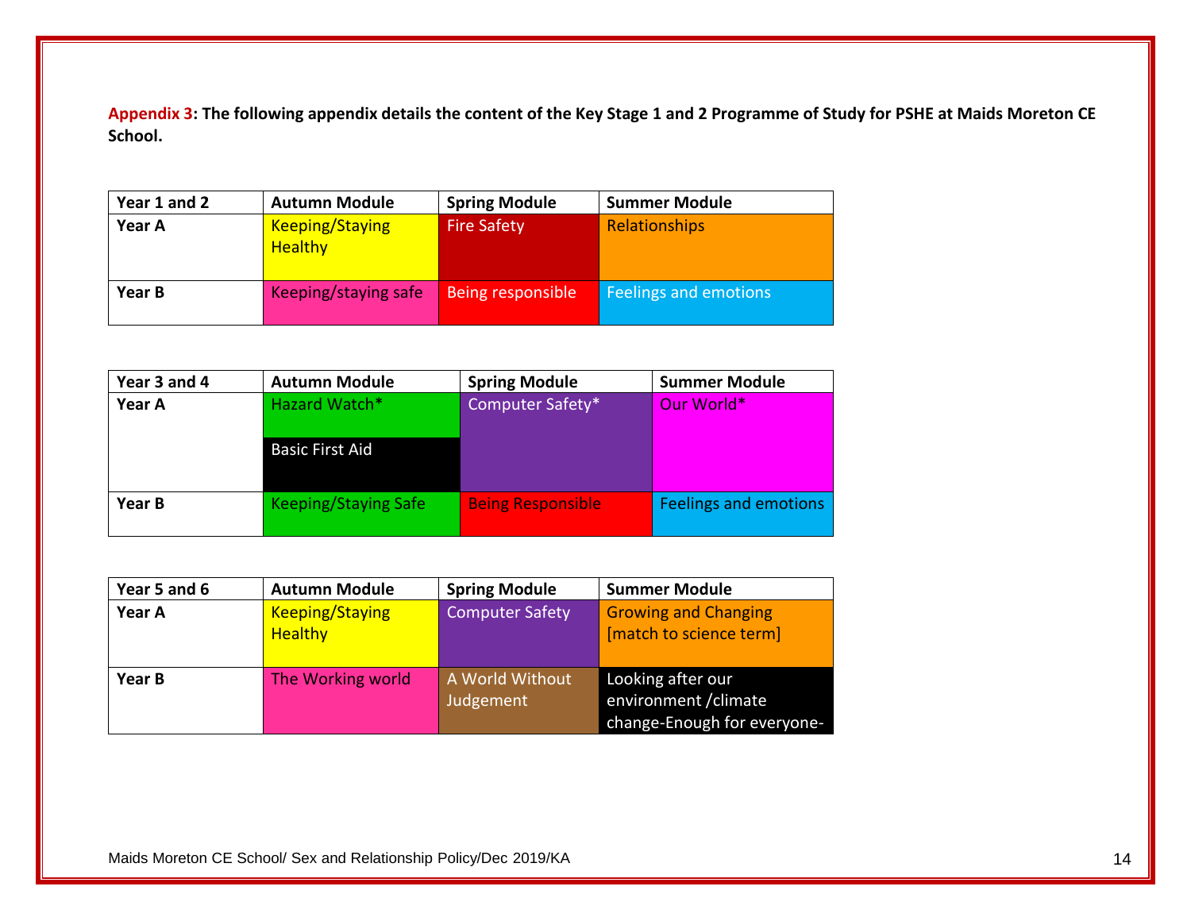**Appendix 3: The following appendix details the content of the Key Stage 1 and 2 Programme of Study for PSHE at Maids Moreton CE School.**

| Year 1 and 2 | Autumn Module | Spring Module | Summer Module |
|---|---|---|---|
| **Year A** | Keeping/Staying Healthy | Fire Safety | Relationships |
| **Year B** | Keeping/staying safe | Being responsible | Feelings and emotions |

| Year 3 and 4 | Autumn Module | Spring Module | Summer Module |
|---|---|---|---|
| **Year A** | Hazard Watch*<br>Basic First Aid | Computer Safety* | Our World* |
| **Year B** | Keeping/Staying Safe | Being Responsible | Feelings and emotions |

| Year 5 and 6 | Autumn Module | Spring Module | Summer Module |
|---|---|---|---|
| **Year A** | Keeping/Staying Healthy | Computer Safety | Growing and Changing [match to science term] |
| **Year B** | The Working world | A World Without Judgement | Looking after our environment /climate change-Enough for everyone- |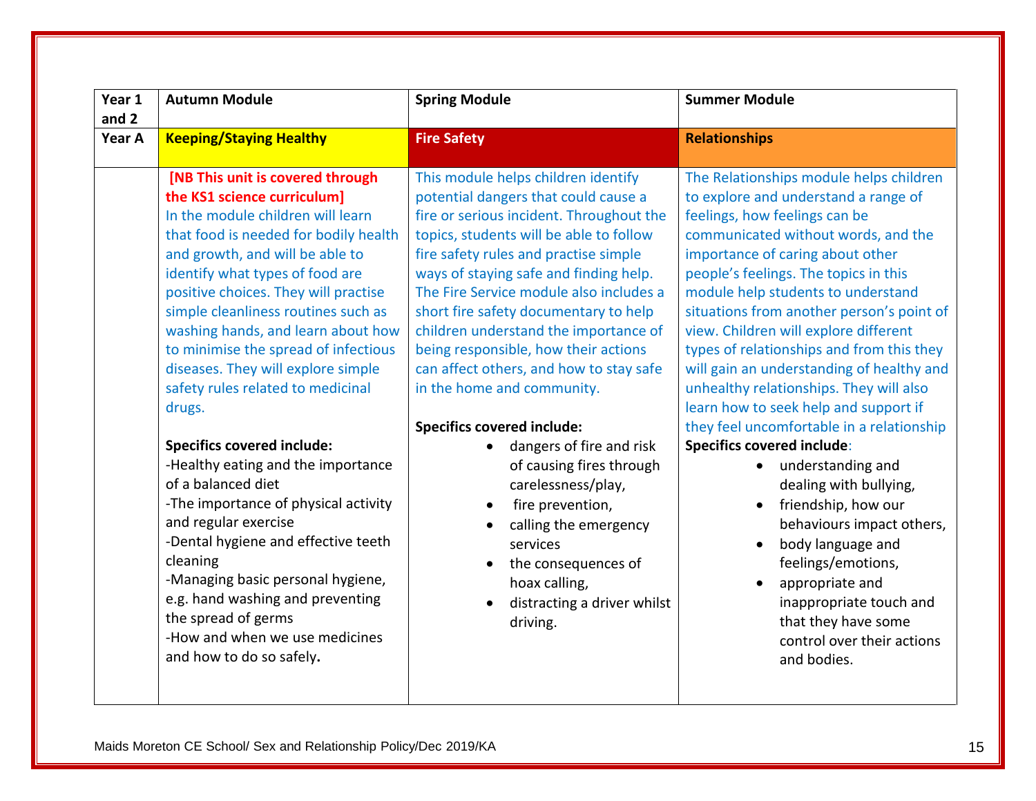| Year 1 and 2 | Autumn Module | Spring Module | Summer Module |
|---|---|---|---|
| **Year A** | **Keeping/Staying Healthy** | **Fire Safety** | **Relationships** |
| | **[NB This unit is covered through the KS1 science curriculum]**<br>In the module children will learn that food is needed for bodily health and growth, and will be able to identify what types of food are positive choices. They will practise simple cleanliness routines such as washing hands, and learn about how to minimise the spread of infectious diseases. They will explore simple safety rules related to medicinal drugs.<br><br>**Specifics covered include:**<br>-Healthy eating and the importance of a balanced diet<br>-The importance of physical activity and regular exercise<br>-Dental hygiene and effective teeth cleaning<br>-Managing basic personal hygiene, e.g. hand washing and preventing the spread of germs<br>-How and when we use medicines and how to do so safely**.** | This module helps children identify potential dangers that could cause a fire or serious incident. Throughout the topics, students will be able to follow fire safety rules and practise simple ways of staying safe and finding help. The Fire Service module also includes a short fire safety documentary to help children understand the importance of being responsible, how their actions can affect others, and how to stay safe in the home and community.<br><br>**Specifics covered include:**<br>• dangers of fire and risk of causing fires through carelessness/play,<br>• fire prevention,<br>• calling the emergency services<br>• the consequences of hoax calling,<br>• distracting a driver whilst driving. | The Relationships module helps children to explore and understand a range of feelings, how feelings can be communicated without words, and the importance of caring about other people's feelings. The topics in this module help students to understand situations from another person's point of view. Children will explore different types of relationships and from this they will gain an understanding of healthy and unhealthy relationships. They will also learn how to seek help and support if they feel uncomfortable in a relationship<br>**Specifics covered include**:<br>• understanding and dealing with bullying,<br>• friendship, how our behaviours impact others,<br>• body language and feelings/emotions,<br>• appropriate and inappropriate touch and that they have some control over their actions and bodies. |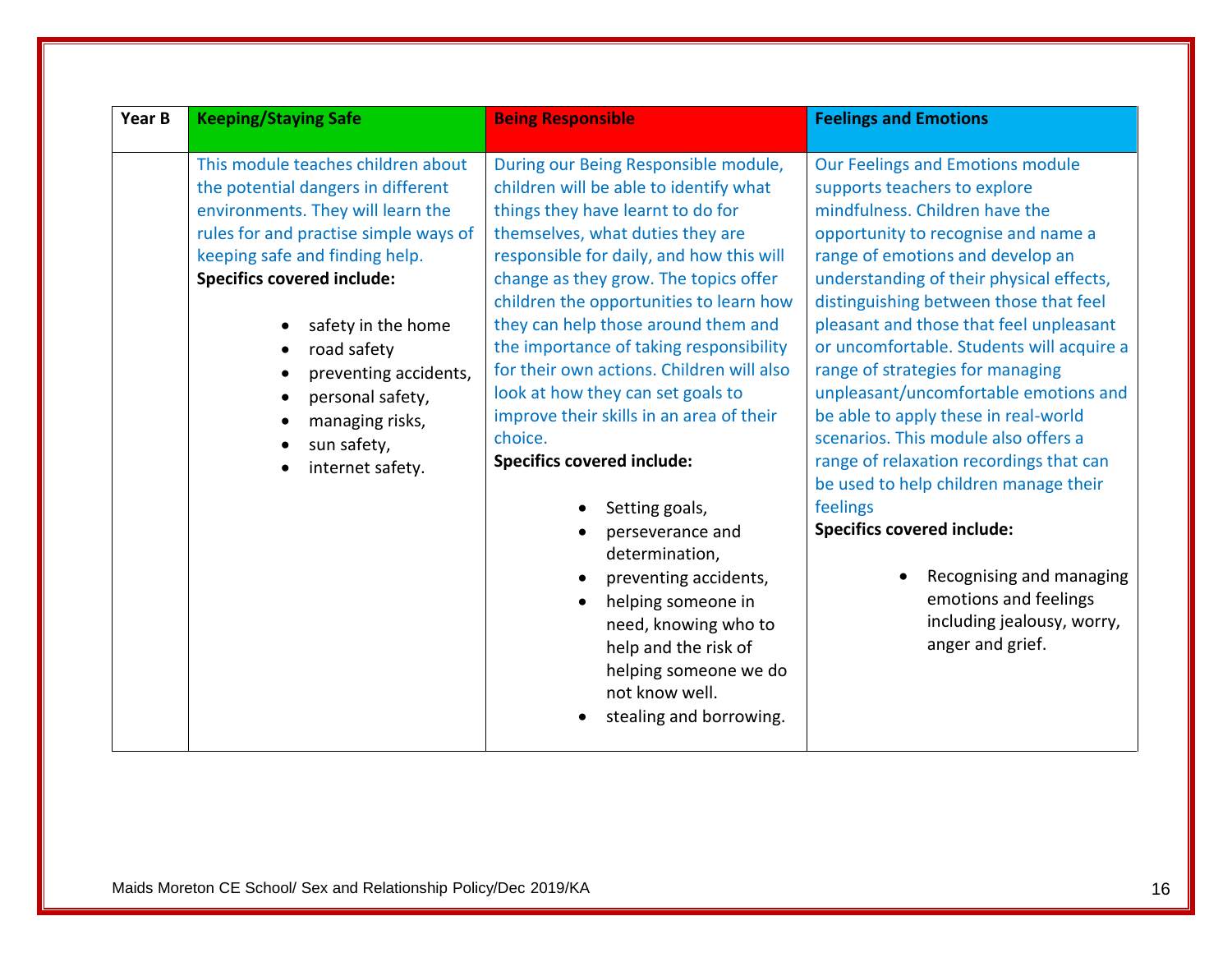| Year B | Keeping/Staying Safe | Being Responsible | Feelings and Emotions |
|---|---|---|---|
| | This module teaches children about the potential dangers in different environments. They will learn the rules for and practise simple ways of keeping safe and finding help.<br>**Specifics covered include:**<br>• safety in the home<br>• road safety<br>• preventing accidents,<br>• personal safety,<br>• managing risks,<br>• sun safety,<br>• internet safety. | During our Being Responsible module, children will be able to identify what things they have learnt to do for themselves, what duties they are responsible for daily, and how this will change as they grow. The topics offer children the opportunities to learn how they can help those around them and the importance of taking responsibility for their own actions. Children will also look at how they can set goals to improve their skills in an area of their choice.<br>**Specifics covered include:**<br>• Setting goals,<br>• perseverance and determination,<br>• preventing accidents,<br>• helping someone in need, knowing who to help and the risk of helping someone we do not know well.<br>• stealing and borrowing. | Our Feelings and Emotions module supports teachers to explore mindfulness. Children have the opportunity to recognise and name a range of emotions and develop an understanding of their physical effects, distinguishing between those that feel pleasant and those that feel unpleasant or uncomfortable. Students will acquire a range of strategies for managing unpleasant/uncomfortable emotions and be able to apply these in real-world scenarios. This module also offers a range of relaxation recordings that can be used to help children manage their feelings<br>**Specifics covered include:**<br>• Recognising and managing emotions and feelings including jealousy, worry, anger and grief. |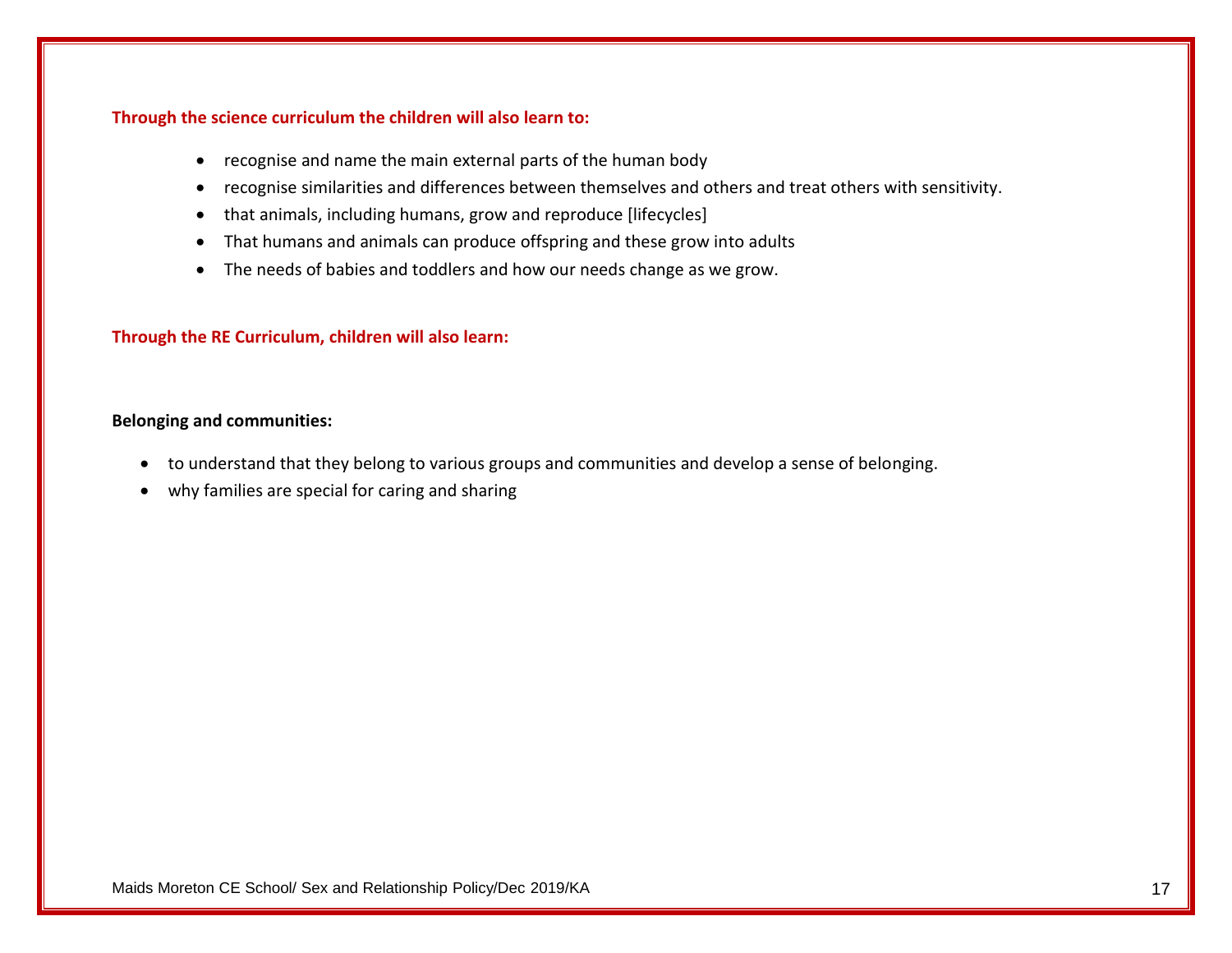**Through the science curriculum the children will also learn to:**

- recognise and name the main external parts of the human body
- recognise similarities and differences between themselves and others and treat others with sensitivity.
- that animals, including humans, grow and reproduce [lifecycles]
- That humans and animals can produce offspring and these grow into adults
- The needs of babies and toddlers and how our needs change as we grow.

**Through the RE Curriculum, children will also learn:**

**Belonging and communities:**

- to understand that they belong to various groups and communities and develop a sense of belonging.
- why families are special for caring and sharing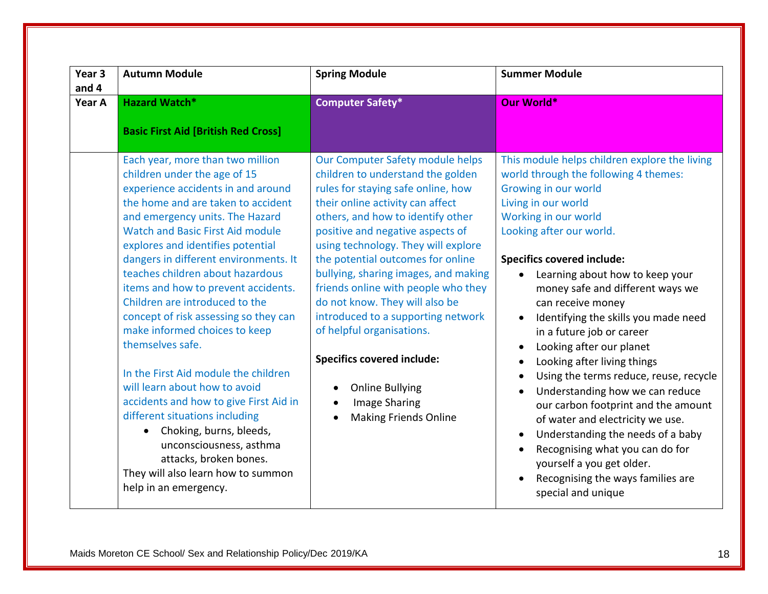| Year 3 and 4 | Autumn Module | Spring Module | Summer Module |
|---|---|---|---|
| **Year A** | **Hazard Watch***<br><br>**Basic First Aid [British Red Cross]** | **Computer Safety*** | **Our World*** |
| | Each year, more than two million children under the age of 15 experience accidents in and around the home and are taken to accident and emergency units. The Hazard Watch and Basic First Aid module explores and identifies potential dangers in different environments. It teaches children about hazardous items and how to prevent accidents. Children are introduced to the concept of risk assessing so they can make informed choices to keep themselves safe.<br><br>In the First Aid module the children will learn about how to avoid accidents and how to give First Aid in different situations including<br>• Choking, burns, bleeds, unconsciousness, asthma attacks, broken bones.<br>They will also learn how to summon help in an emergency. | Our Computer Safety module helps children to understand the golden rules for staying safe online, how their online activity can affect others, and how to identify other positive and negative aspects of using technology. They will explore the potential outcomes for online bullying, sharing images, and making friends online with people who they do not know. They will also be introduced to a supporting network of helpful organisations.<br><br>**Specifics covered include:**<br><br>• Online Bullying<br>• Image Sharing<br>• Making Friends Online | This module helps children explore the living world through the following 4 themes:<br>Growing in our world<br>Living in our world<br>Working in our world<br>Looking after our world.<br><br>**Specifics covered include:**<br>• Learning about how to keep your money safe and different ways we can receive money<br>• Identifying the skills you made need in a future job or career<br>• Looking after our planet<br>• Looking after living things<br>• Using the terms reduce, reuse, recycle<br>• Understanding how we can reduce our carbon footprint and the amount of water and electricity we use.<br>• Understanding the needs of a baby<br>• Recognising what you can do for yourself a you get older.<br>• Recognising the ways families are special and unique |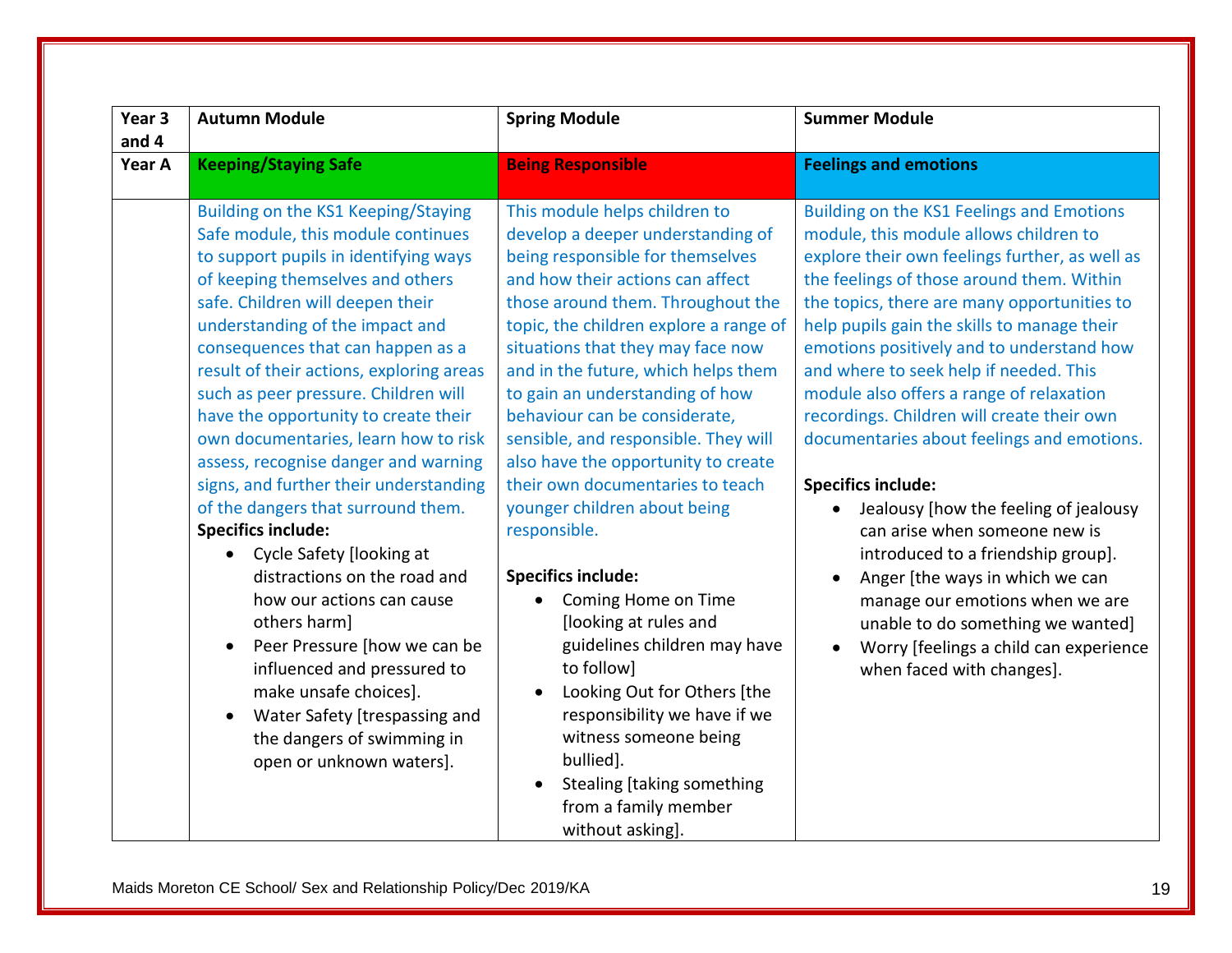| Year 3 and 4 | Autumn Module | Spring Module | Summer Module |
|---|---|---|---|
| **Year A** | **Keeping/Staying Safe** | **Being Responsible** | **Feelings and emotions** |
| | Building on the KS1 Keeping/Staying Safe module, this module continues to support pupils in identifying ways of keeping themselves and others safe. Children will deepen their understanding of the impact and consequences that can happen as a result of their actions, exploring areas such as peer pressure. Children will have the opportunity to create their own documentaries, learn how to risk assess, recognise danger and warning signs, and further their understanding of the dangers that surround them.<br>**Specifics include:**<br>• Cycle Safety [looking at distractions on the road and how our actions can cause others harm]<br>• Peer Pressure [how we can be influenced and pressured to make unsafe choices].<br>• Water Safety [trespassing and the dangers of swimming in open or unknown waters]. | This module helps children to develop a deeper understanding of being responsible for themselves and how their actions can affect those around them. Throughout the topic, the children explore a range of situations that they may face now and in the future, which helps them to gain an understanding of how behaviour can be considerate, sensible, and responsible. They will also have the opportunity to create their own documentaries to teach younger children about being responsible.<br><br>**Specifics include:**<br>• Coming Home on Time [looking at rules and guidelines children may have to follow]<br>• Looking Out for Others [the responsibility we have if we witness someone being bullied].<br>• Stealing [taking something from a family member without asking]. | Building on the KS1 Feelings and Emotions module, this module allows children to explore their own feelings further, as well as the feelings of those around them. Within the topics, there are many opportunities to help pupils gain the skills to manage their emotions positively and to understand how and where to seek help if needed. This module also offers a range of relaxation recordings. Children will create their own documentaries about feelings and emotions.<br><br>**Specifics include:**<br>• Jealousy [how the feeling of jealousy can arise when someone new is introduced to a friendship group].<br>• Anger [the ways in which we can manage our emotions when we are unable to do something we wanted]<br>• Worry [feelings a child can experience when faced with changes]. |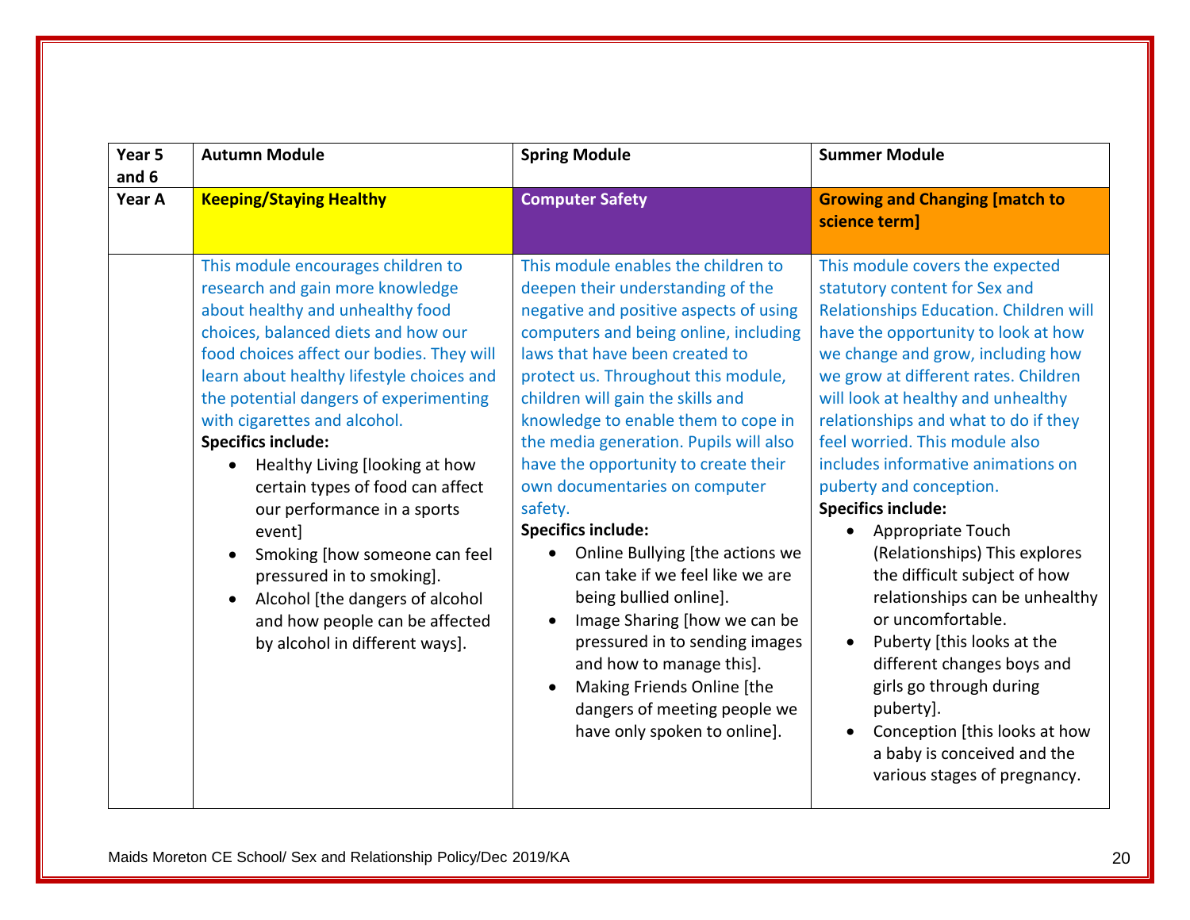| Year 5 and 6 | Autumn Module | Spring Module | Summer Module |
|---|---|---|---|
| **Year A** | **Keeping/Staying Healthy** | **Computer Safety** | **Growing and Changing [match to science term]** |
| | This module encourages children to research and gain more knowledge about healthy and unhealthy food choices, balanced diets and how our food choices affect our bodies. They will learn about healthy lifestyle choices and the potential dangers of experimenting with cigarettes and alcohol.<br>**Specifics include:**<br>• Healthy Living [looking at how certain types of food can affect our performance in a sports event]<br>• Smoking [how someone can feel pressured in to smoking].<br>• Alcohol [the dangers of alcohol and how people can be affected by alcohol in different ways]. | This module enables the children to deepen their understanding of the negative and positive aspects of using computers and being online, including laws that have been created to protect us. Throughout this module, children will gain the skills and knowledge to enable them to cope in the media generation. Pupils will also have the opportunity to create their own documentaries on computer safety.<br>**Specifics include:**<br>• Online Bullying [the actions we can take if we feel like we are being bullied online].<br>• Image Sharing [how we can be pressured in to sending images and how to manage this].<br>• Making Friends Online [the dangers of meeting people we have only spoken to online]. | This module covers the expected statutory content for Sex and Relationships Education. Children will have the opportunity to look at how we change and grow, including how we grow at different rates. Children will look at healthy and unhealthy relationships and what to do if they feel worried. This module also includes informative animations on puberty and conception.<br>**Specifics include:**<br>• Appropriate Touch (Relationships) This explores the difficult subject of how relationships can be unhealthy or uncomfortable.<br>• Puberty [this looks at the different changes boys and girls go through during puberty].<br>• Conception [this looks at how a baby is conceived and the various stages of pregnancy. |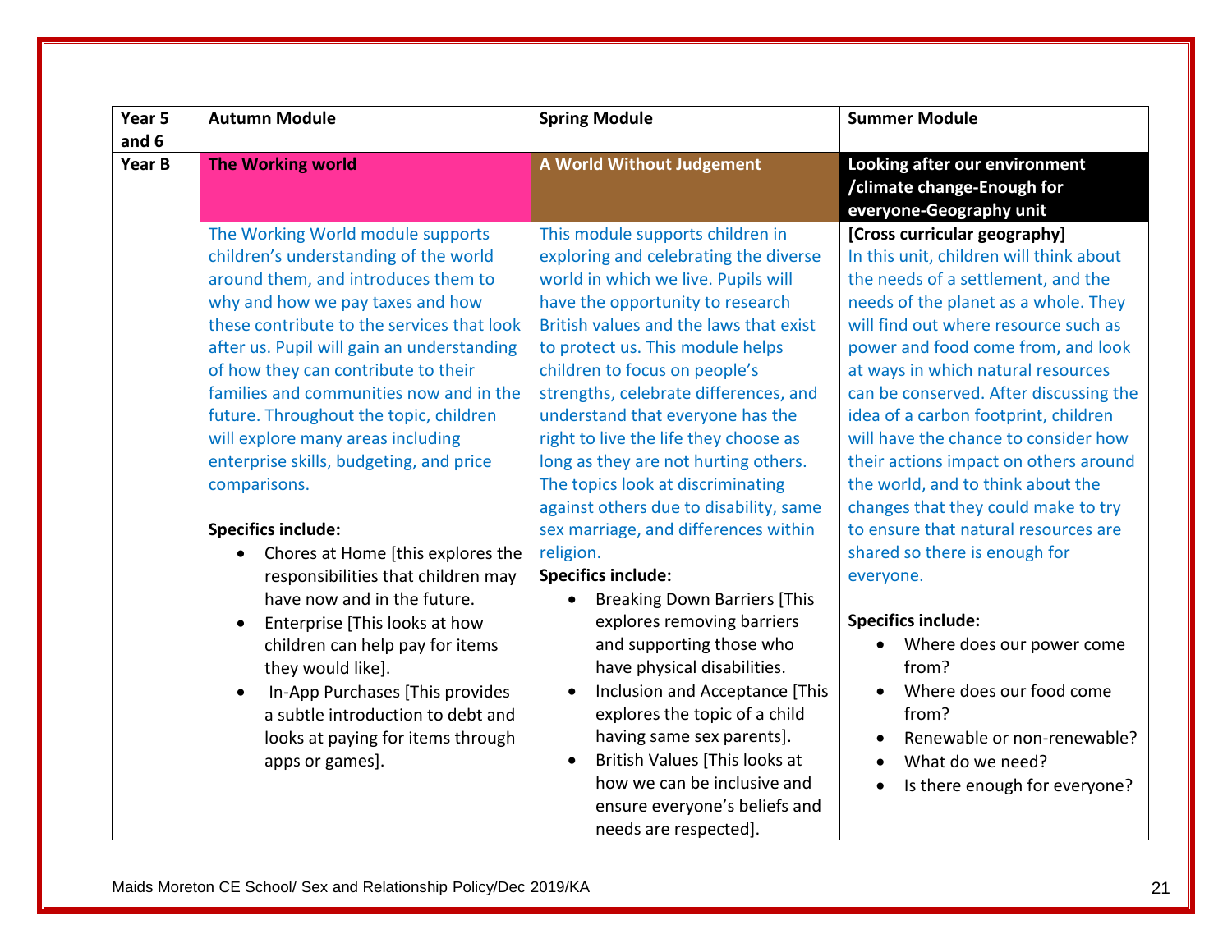| Year 5 and 6 | Autumn Module | Spring Module | Summer Module |
|---|---|---|---|
| **Year B** | **The Working world** | **A World Without Judgement** | **Looking after our environment /climate change-Enough for everyone-Geography unit** |
| | The Working World module supports children's understanding of the world around them, and introduces them to why and how we pay taxes and how these contribute to the services that look after us. Pupil will gain an understanding of how they can contribute to their families and communities now and in the future. Throughout the topic, children will explore many areas including enterprise skills, budgeting, and price comparisons.<br><br>**Specifics include:**<br>• Chores at Home [this explores the responsibilities that children may have now and in the future.<br>• Enterprise [This looks at how children can help pay for items they would like].<br>• In-App Purchases [This provides a subtle introduction to debt and looks at paying for items through apps or games]. | This module supports children in exploring and celebrating the diverse world in which we live. Pupils will have the opportunity to research British values and the laws that exist to protect us. This module helps children to focus on people's strengths, celebrate differences, and understand that everyone has the right to live the life they choose as long as they are not hurting others. The topics look at discriminating against others due to disability, same sex marriage, and differences within religion.<br>**Specifics include:**<br>• Breaking Down Barriers [This explores removing barriers and supporting those who have physical disabilities.<br>• Inclusion and Acceptance [This explores the topic of a child having same sex parents].<br>• British Values [This looks at how we can be inclusive and ensure everyone's beliefs and needs are respected]. | **[Cross curricular geography]**<br>In this unit, children will think about the needs of a settlement, and the needs of the planet as a whole. They will find out where resource such as power and food come from, and look at ways in which natural resources can be conserved. After discussing the idea of a carbon footprint, children will have the chance to consider how their actions impact on others around the world, and to think about the changes that they could make to try to ensure that natural resources are shared so there is enough for everyone.<br><br>**Specifics include:**<br>• Where does our power come from?<br>• Where does our food come from?<br>• Renewable or non-renewable?<br>• What do we need?<br>• Is there enough for everyone? |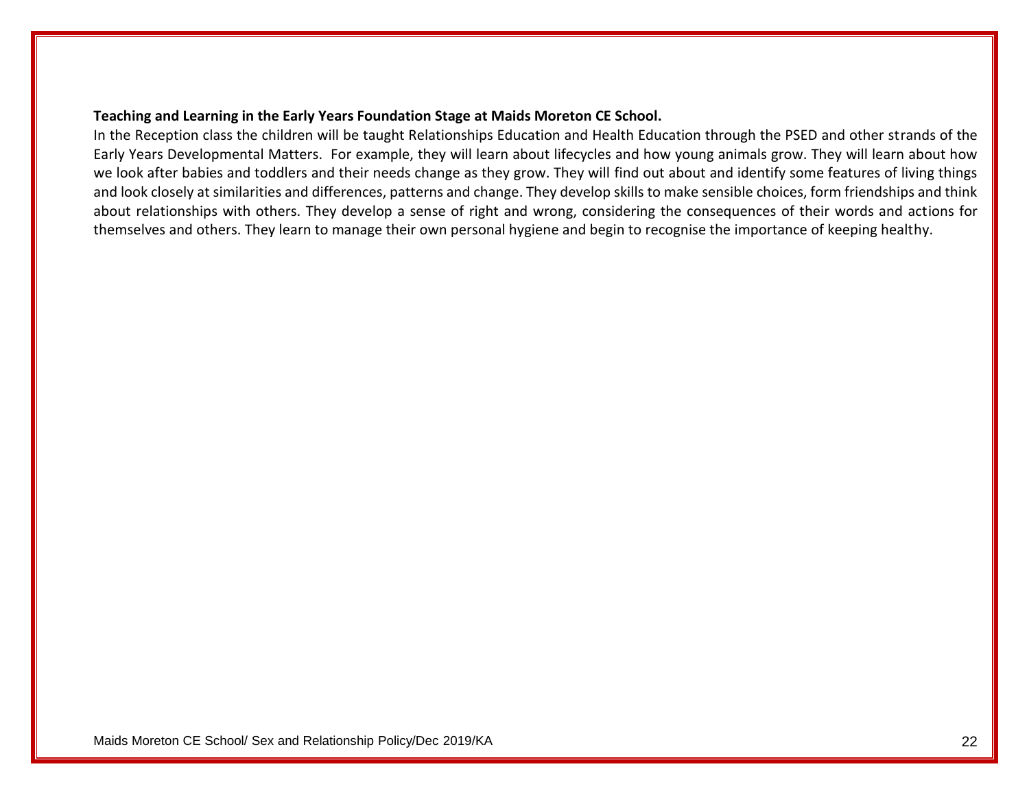**Teaching and Learning in the Early Years Foundation Stage at Maids Moreton CE School.**

In the Reception class the children will be taught Relationships Education and Health Education through the PSED and other strands of the Early Years Developmental Matters. For example, they will learn about lifecycles and how young animals grow. They will learn about how we look after babies and toddlers and their needs change as they grow. They will find out about and identify some features of living things and look closely at similarities and differences, patterns and change. They develop skills to make sensible choices, form friendships and think about relationships with others. They develop a sense of right and wrong, considering the consequences of their words and actions for themselves and others. They learn to manage their own personal hygiene and begin to recognise the importance of keeping healthy.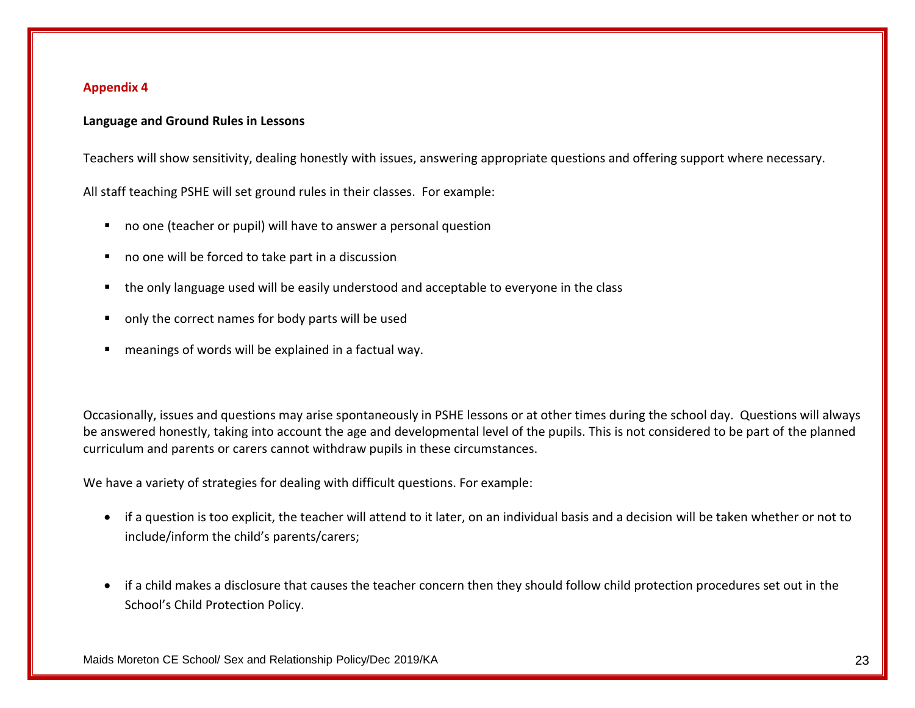## Appendix 4

**Language and Ground Rules in Lessons**

Teachers will show sensitivity, dealing honestly with issues, answering appropriate questions and offering support where necessary.

All staff teaching PSHE will set ground rules in their classes. For example:

- no one (teacher or pupil) will have to answer a personal question
- no one will be forced to take part in a discussion
- the only language used will be easily understood and acceptable to everyone in the class
- only the correct names for body parts will be used
- meanings of words will be explained in a factual way.

Occasionally, issues and questions may arise spontaneously in PSHE lessons or at other times during the school day. Questions will always be answered honestly, taking into account the age and developmental level of the pupils. This is not considered to be part of the planned curriculum and parents or carers cannot withdraw pupils in these circumstances.

We have a variety of strategies for dealing with difficult questions. For example:

- if a question is too explicit, the teacher will attend to it later, on an individual basis and a decision will be taken whether or not to include/inform the child's parents/carers;
- if a child makes a disclosure that causes the teacher concern then they should follow child protection procedures set out in the School's Child Protection Policy.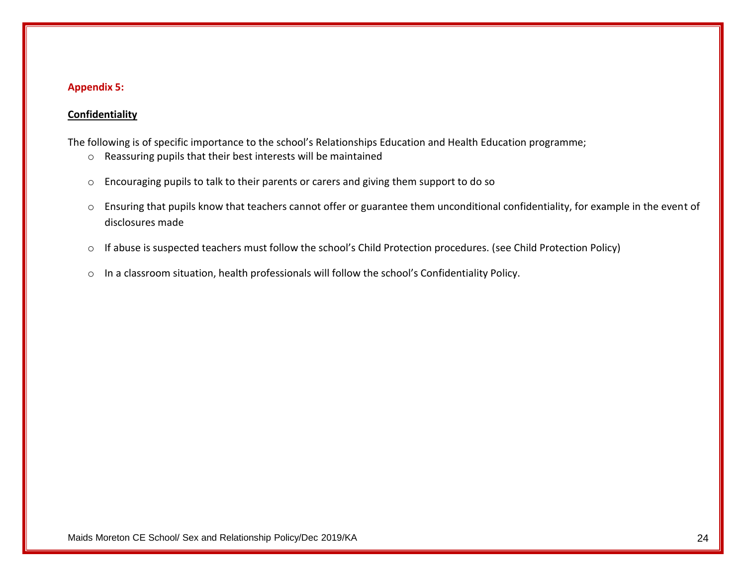**Appendix 5:**

**Confidentiality**

The following is of specific importance to the school's Relationships Education and Health Education programme;

- Reassuring pupils that their best interests will be maintained
- Encouraging pupils to talk to their parents or carers and giving them support to do so
- Ensuring that pupils know that teachers cannot offer or guarantee them unconditional confidentiality, for example in the event of disclosures made
- If abuse is suspected teachers must follow the school's Child Protection procedures. (see Child Protection Policy)
- In a classroom situation, health professionals will follow the school's Confidentiality Policy.